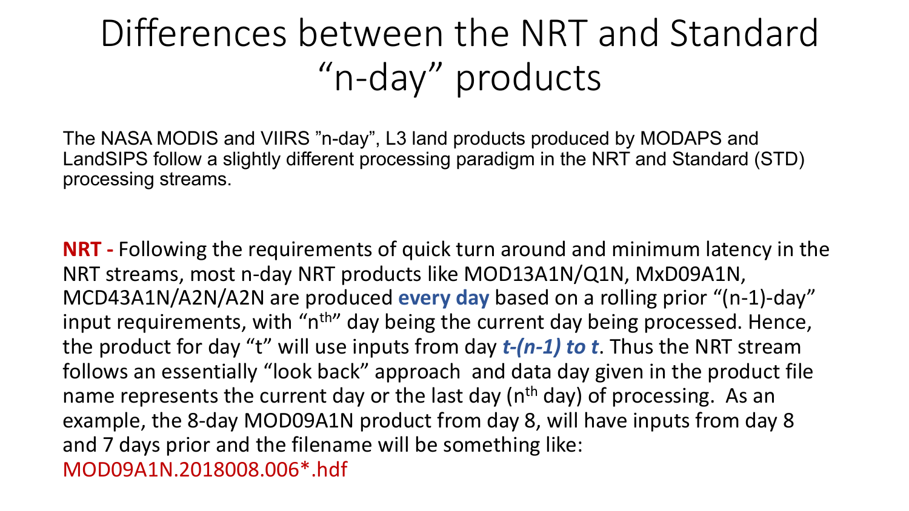# Differences between the NRT and Standard "n-day" products

The NASA MODIS and VIIRS "n-day", L3 land products produced by MODAPS and LandSIPS follow a slightly different processing paradigm in the NRT and Standard (STD) processing streams.

**NRT -** Following the requirements of quick turn around and minimum latency in the NRT streams, most n-day NRT products like MOD13A1N/Q1N, MxD09A1N, MCD43A1N/A2N/A2N are produced **every day** based on a rolling prior "(n-1)-day" input requirements, with "n$^{th}$" day being the current day being processed. Hence, the product for day "t" will use inputs from day ***t-(n-1) to t***. Thus the NRT stream follows an essentially "look back" approach and data day given in the product file name represents the current day or the last day (n$^{th}$ day) of processing. As an example, the 8-day MOD09A1N product from day 8, will have inputs from day 8 and 7 days prior and the filename will be something like: MOD09A1N.2018008.006*.hdf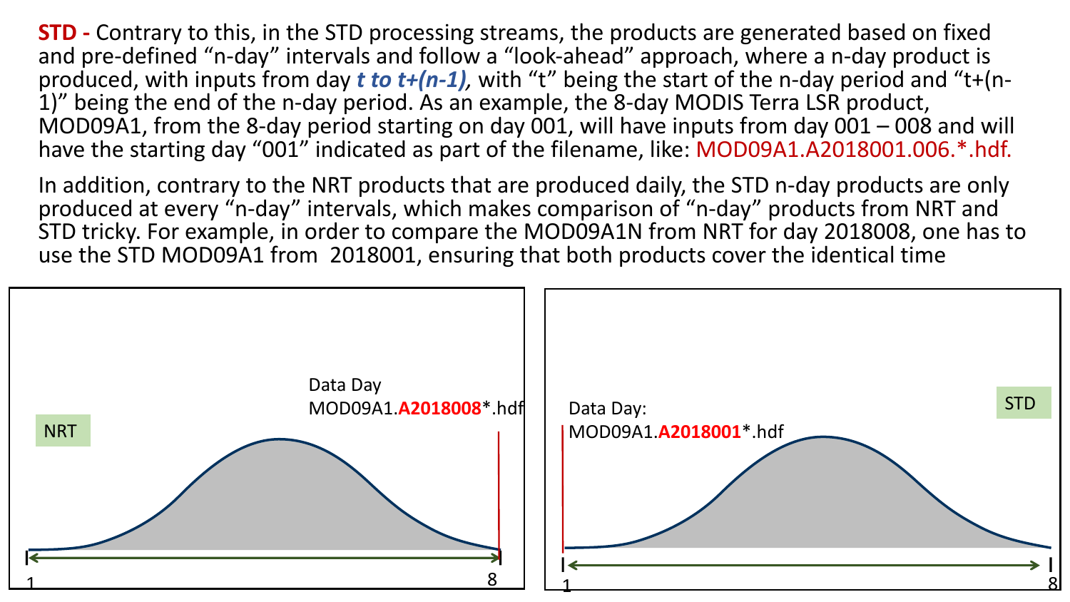**STD -** Contrary to this, in the STD processing streams, the products are generated based on fixed and pre-defined "n-day" intervals and follow a "look-ahead" approach, where a n-day product is produced, with inputs from day ***t to t+(n-1),*** with "t" being the start of the n-day period and "t+(n-1)" being the end of the n-day period. As an example, the 8-day MODIS Terra LSR product, MOD09A1, from the 8-day period starting on day 001, will have inputs from day 001 – 008 and will have the starting day "001" indicated as part of the filename, like: MOD09A1.A2018001.006.*.hdf.

In addition, contrary to the NRT products that are produced daily, the STD n-day products are only produced at every "n-day" intervals, which makes comparison of "n-day" products from NRT and STD tricky. For example, in order to compare the MOD09A1N from NRT for day 2018008, one has to use the STD MOD09A1 from 2018001, ensuring that both products cover the identical time

NRT

Data Day
MOD09A1.**A2018008***.hdf

1 — 8

STD

Data Day:
MOD09A1.**A2018001***.hdf

1 — 8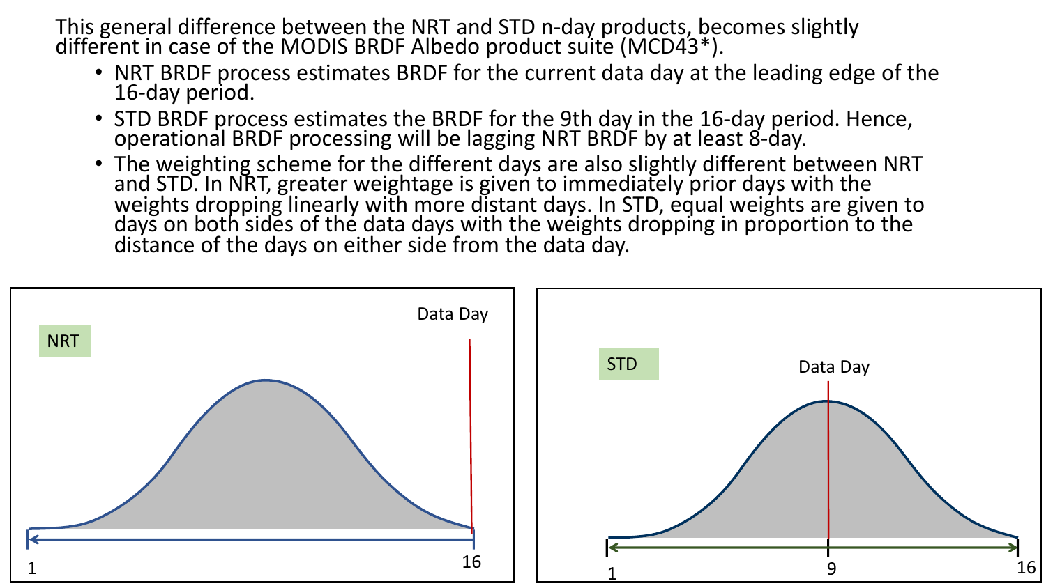This general difference between the NRT and STD n-day products, becomes slightly different in case of the MODIS BRDF Albedo product suite (MCD43*).

- NRT BRDF process estimates BRDF for the current data day at the leading edge of the 16-day period.
- STD BRDF process estimates the BRDF for the 9th day in the 16-day period. Hence, operational BRDF processing will be lagging NRT BRDF by at least 8-day.
- The weighting scheme for the different days are also slightly different between NRT and STD. In NRT, greater weightage is given to immediately prior days with the weights dropping linearly with more distant days. In STD, equal weights are given to days on both sides of the data days with the weights dropping in proportion to the distance of the days on either side from the data day.

NRT

Data Day

1

16

STD

Data Day

1

9

16